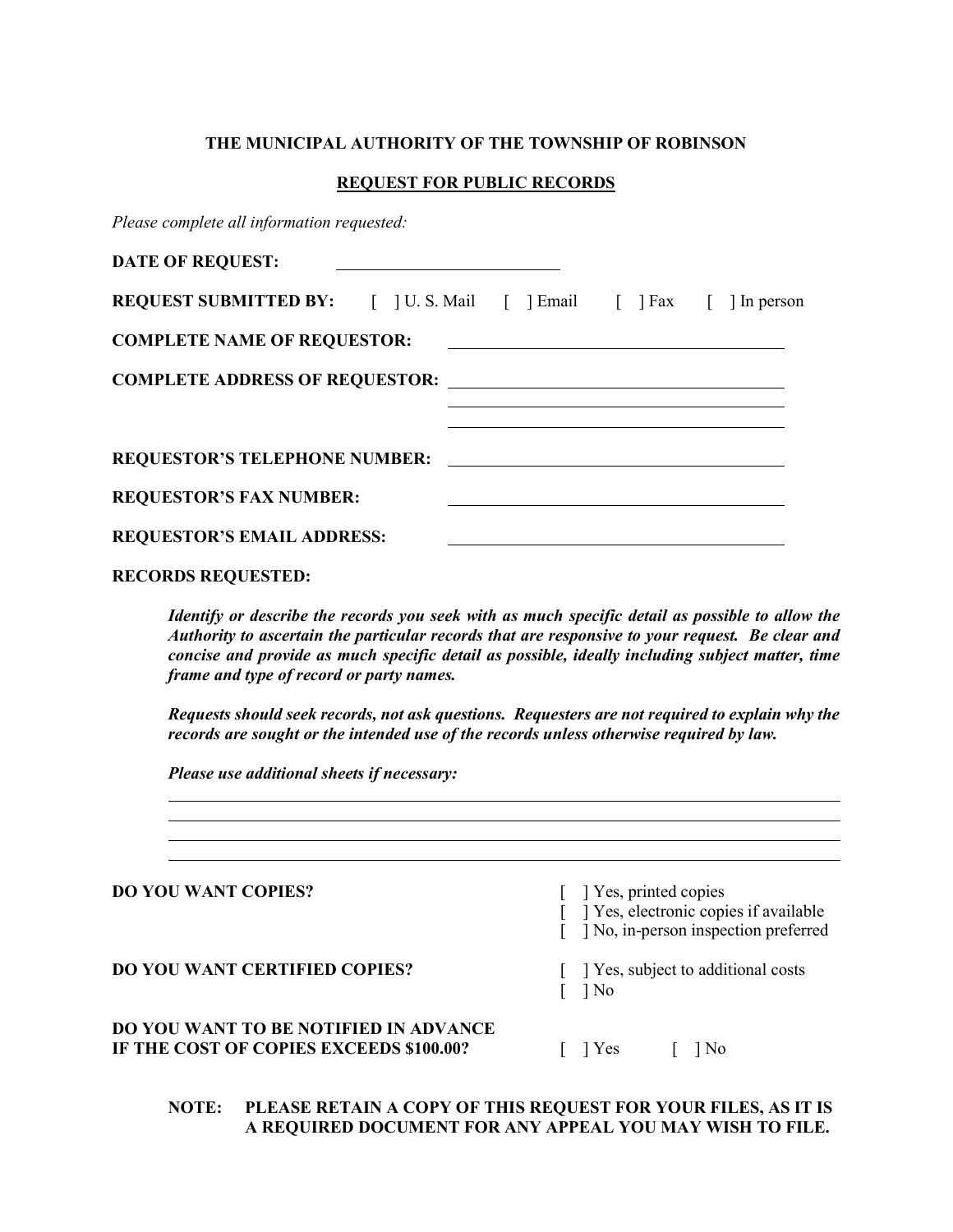**THE MUNICIPAL AUTHORITY OF THE TOWNSHIP OF ROBINSON**

**REQUEST FOR PUBLIC RECORDS**

*Please complete all information requested:*

**DATE OF REQUEST:** ____________________

**REQUEST SUBMITTED BY:** [ ] U. S. Mail [ ] Email [ ] Fax [ ] In person

**COMPLETE NAME OF REQUESTOR:** ______________________________

**COMPLETE ADDRESS OF REQUESTOR:** ______________________________

______________________________

______________________________

**REQUESTOR'S TELEPHONE NUMBER:** ______________________________

**REQUESTOR'S FAX NUMBER:** ______________________________

**REQUESTOR'S EMAIL ADDRESS:** ______________________________

**RECORDS REQUESTED:**

***Identify or describe the records you seek with as much specific detail as possible to allow the Authority to ascertain the particular records that are responsive to your request. Be clear and concise and provide as much specific detail as possible, ideally including subject matter, time frame and type of record or party names.***

***Requests should seek records, not ask questions. Requesters are not required to explain why the records are sought or the intended use of the records unless otherwise required by law.***

***Please use additional sheets if necessary:***

______________________________________________________________

______________________________________________________________

______________________________________________________________

______________________________________________________________

**DO YOU WANT COPIES?**

[ ] Yes, printed copies
[ ] Yes, electronic copies if available
[ ] No, in-person inspection preferred

**DO YOU WANT CERTIFIED COPIES?**

[ ] Yes, subject to additional costs
[ ] No

**DO YOU WANT TO BE NOTIFIED IN ADVANCE IF THE COST OF COPIES EXCEEDS $100.00?** [ ] Yes [ ] No

**NOTE: PLEASE RETAIN A COPY OF THIS REQUEST FOR YOUR FILES, AS IT IS A REQUIRED DOCUMENT FOR ANY APPEAL YOU MAY WISH TO FILE.**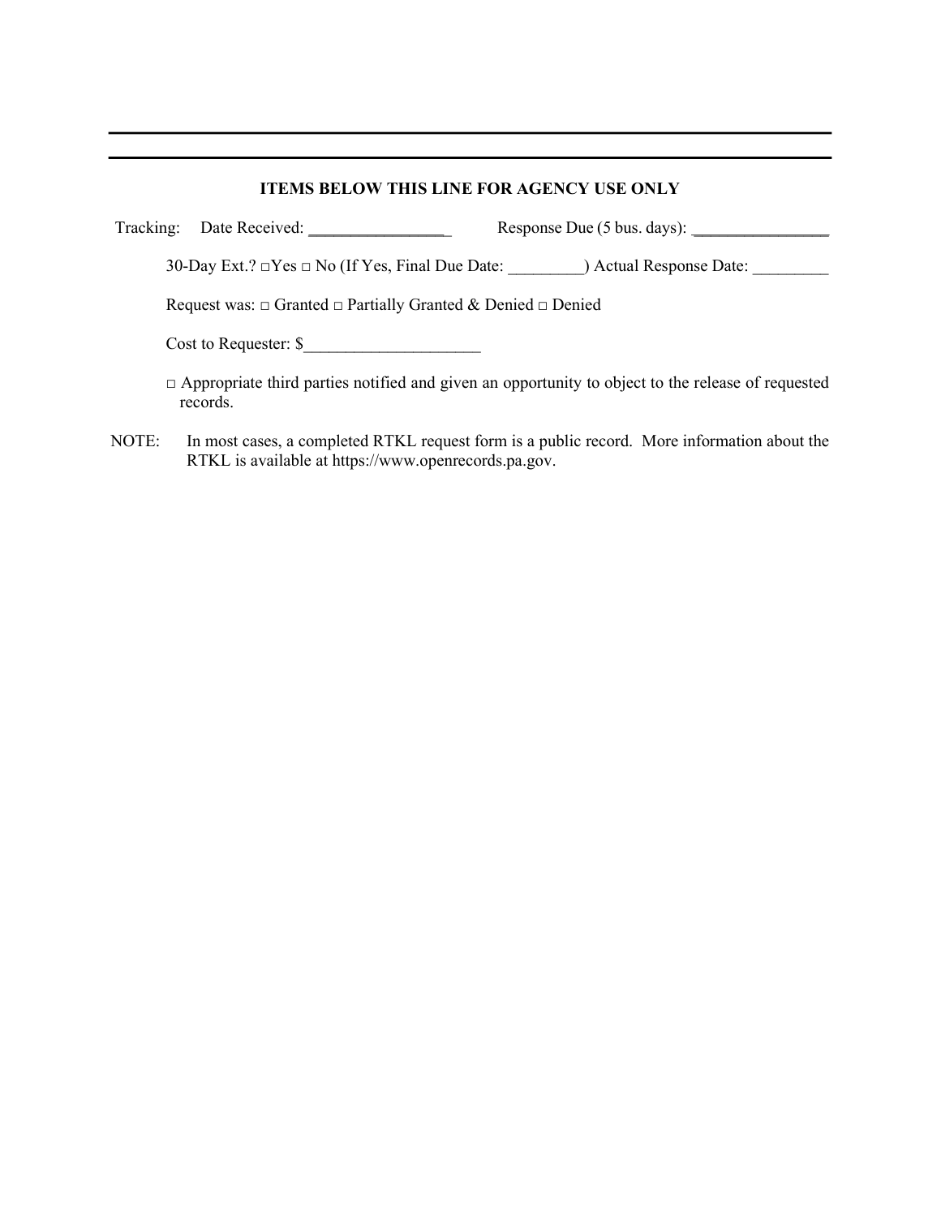---

---

**ITEMS BELOW THIS LINE FOR AGENCY USE ONLY**

Tracking: Date Received: ________________ Response Due (5 bus. days): ________________

30-Day Ext.? □Yes □ No (If Yes, Final Due Date: _________) Actual Response Date: _________

Request was: □ Granted □ Partially Granted & Denied □ Denied

Cost to Requester: $_____________________

□ Appropriate third parties notified and given an opportunity to object to the release of requested records.

NOTE: In most cases, a completed RTKL request form is a public record. More information about the RTKL is available at https://www.openrecords.pa.gov.